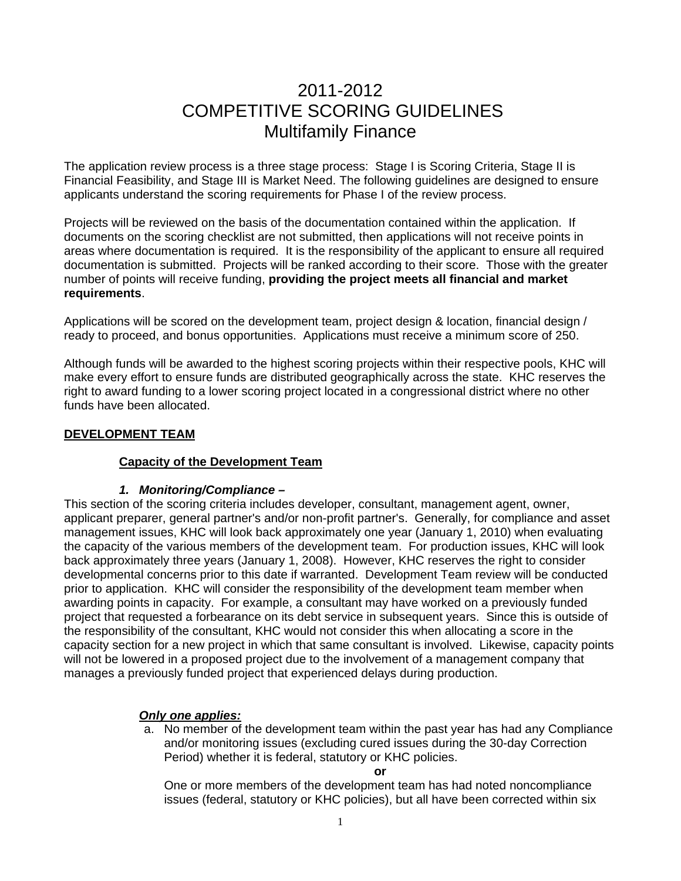# 2011-2012
# COMPETITIVE SCORING GUIDELINES
# Multifamily Finance

The application review process is a three stage process: Stage I is Scoring Criteria, Stage II is Financial Feasibility, and Stage III is Market Need. The following guidelines are designed to ensure applicants understand the scoring requirements for Phase I of the review process.

Projects will be reviewed on the basis of the documentation contained within the application. If documents on the scoring checklist are not submitted, then applications will not receive points in areas where documentation is required. It is the responsibility of the applicant to ensure all required documentation is submitted. Projects will be ranked according to their score. Those with the greater number of points will receive funding, **providing the project meets all financial and market requirements**.

Applications will be scored on the development team, project design & location, financial design / ready to proceed, and bonus opportunities. Applications must receive a minimum score of 250.

Although funds will be awarded to the highest scoring projects within their respective pools, KHC will make every effort to ensure funds are distributed geographically across the state. KHC reserves the right to award funding to a lower scoring project located in a congressional district where no other funds have been allocated.

## DEVELOPMENT TEAM

### Capacity of the Development Team

#### *1. Monitoring/Compliance –*

This section of the scoring criteria includes developer, consultant, management agent, owner, applicant preparer, general partner's and/or non-profit partner's. Generally, for compliance and asset management issues, KHC will look back approximately one year (January 1, 2010) when evaluating the capacity of the various members of the development team. For production issues, KHC will look back approximately three years (January 1, 2008). However, KHC reserves the right to consider developmental concerns prior to this date if warranted. Development Team review will be conducted prior to application. KHC will consider the responsibility of the development team member when awarding points in capacity. For example, a consultant may have worked on a previously funded project that requested a forbearance on its debt service in subsequent years. Since this is outside of the responsibility of the consultant, KHC would not consider this when allocating a score in the capacity section for a new project in which that same consultant is involved. Likewise, capacity points will not be lowered in a proposed project due to the involvement of a management company that manages a previously funded project that experienced delays during production.

***Only one applies:***

a. No member of the development team within the past year has had any Compliance and/or monitoring issues (excluding cured issues during the 30-day Correction Period) whether it is federal, statutory or KHC policies.

   **or**

   One or more members of the development team has had noted noncompliance issues (federal, statutory or KHC policies), but all have been corrected within six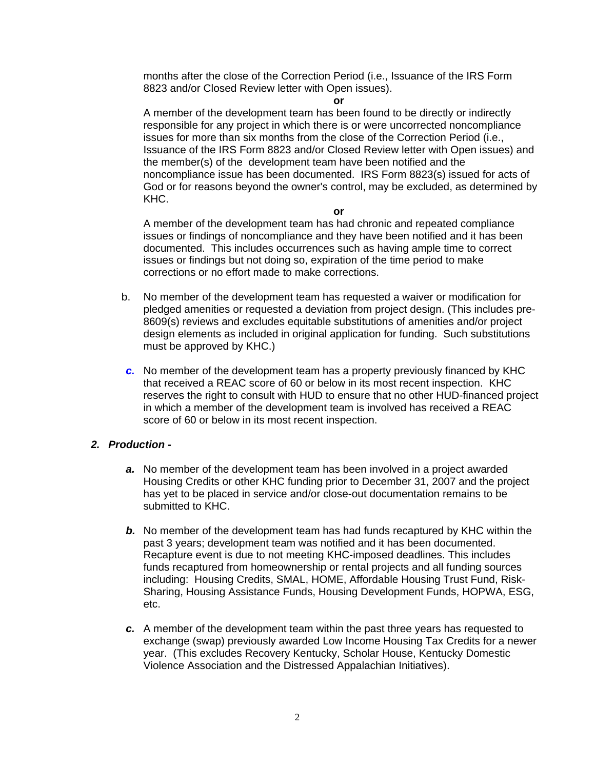months after the close of the Correction Period (i.e., Issuance of the IRS Form 8823 and/or Closed Review letter with Open issues).

**or**

A member of the development team has been found to be directly or indirectly responsible for any project in which there is or were uncorrected noncompliance issues for more than six months from the close of the Correction Period (i.e., Issuance of the IRS Form 8823 and/or Closed Review letter with Open issues) and the member(s) of the development team have been notified and the noncompliance issue has been documented. IRS Form 8823(s) issued for acts of God or for reasons beyond the owner's control, may be excluded, as determined by KHC.

**or**

A member of the development team has had chronic and repeated compliance issues or findings of noncompliance and they have been notified and it has been documented. This includes occurrences such as having ample time to correct issues or findings but not doing so, expiration of the time period to make corrections or no effort made to make corrections.

b. No member of the development team has requested a waiver or modification for pledged amenities or requested a deviation from project design. (This includes pre-8609(s) reviews and excludes equitable substitutions of amenities and/or project design elements as included in original application for funding. Such substitutions must be approved by KHC.)

***c.*** No member of the development team has a property previously financed by KHC that received a REAC score of 60 or below in its most recent inspection. KHC reserves the right to consult with HUD to ensure that no other HUD-financed project in which a member of the development team is involved has received a REAC score of 60 or below in its most recent inspection.

***2. Production -***

***a.*** No member of the development team has been involved in a project awarded Housing Credits or other KHC funding prior to December 31, 2007 and the project has yet to be placed in service and/or close-out documentation remains to be submitted to KHC.

***b.*** No member of the development team has had funds recaptured by KHC within the past 3 years; development team was notified and it has been documented. Recapture event is due to not meeting KHC-imposed deadlines. This includes funds recaptured from homeownership or rental projects and all funding sources including: Housing Credits, SMAL, HOME, Affordable Housing Trust Fund, Risk-Sharing, Housing Assistance Funds, Housing Development Funds, HOPWA, ESG, etc.

***c.*** A member of the development team within the past three years has requested to exchange (swap) previously awarded Low Income Housing Tax Credits for a newer year. (This excludes Recovery Kentucky, Scholar House, Kentucky Domestic Violence Association and the Distressed Appalachian Initiatives).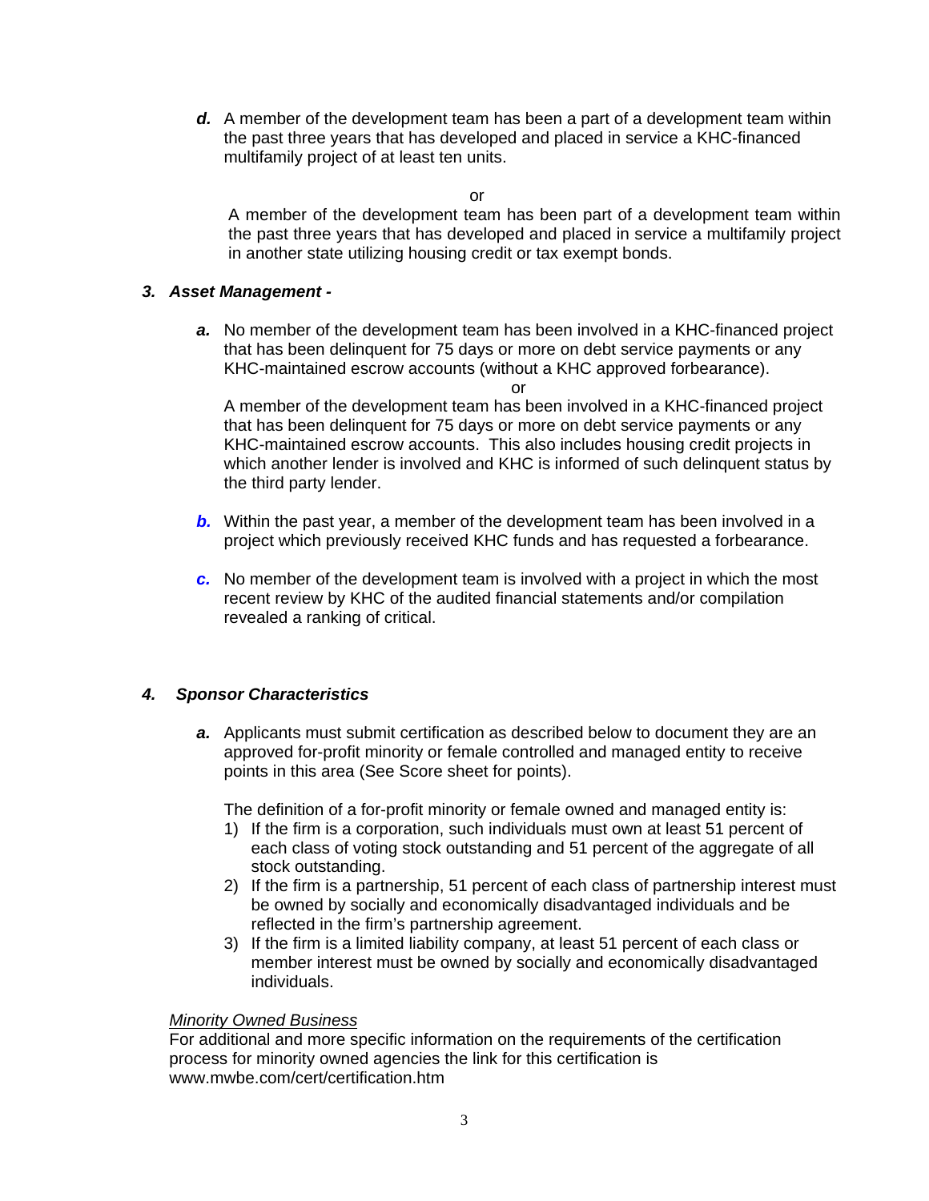***d.*** A member of the development team has been a part of a development team within the past three years that has developed and placed in service a KHC-financed multifamily project of at least ten units.

or

A member of the development team has been part of a development team within the past three years that has developed and placed in service a multifamily project in another state utilizing housing credit or tax exempt bonds.

### *3. Asset Management -*

***a.*** No member of the development team has been involved in a KHC-financed project that has been delinquent for 75 days or more on debt service payments or any KHC-maintained escrow accounts (without a KHC approved forbearance).

or

A member of the development team has been involved in a KHC-financed project that has been delinquent for 75 days or more on debt service payments or any KHC-maintained escrow accounts. This also includes housing credit projects in which another lender is involved and KHC is informed of such delinquent status by the third party lender.

***b.*** Within the past year, a member of the development team has been involved in a project which previously received KHC funds and has requested a forbearance.

***c.*** No member of the development team is involved with a project in which the most recent review by KHC of the audited financial statements and/or compilation revealed a ranking of critical.

### *4. Sponsor Characteristics*

***a.*** Applicants must submit certification as described below to document they are an approved for-profit minority or female controlled and managed entity to receive points in this area (See Score sheet for points).

The definition of a for-profit minority or female owned and managed entity is:

1) If the firm is a corporation, such individuals must own at least 51 percent of each class of voting stock outstanding and 51 percent of the aggregate of all stock outstanding.
2) If the firm is a partnership, 51 percent of each class of partnership interest must be owned by socially and economically disadvantaged individuals and be reflected in the firm's partnership agreement.
3) If the firm is a limited liability company, at least 51 percent of each class or member interest must be owned by socially and economically disadvantaged individuals.

*Minority Owned Business*

For additional and more specific information on the requirements of the certification process for minority owned agencies the link for this certification is www.mwbe.com/cert/certification.htm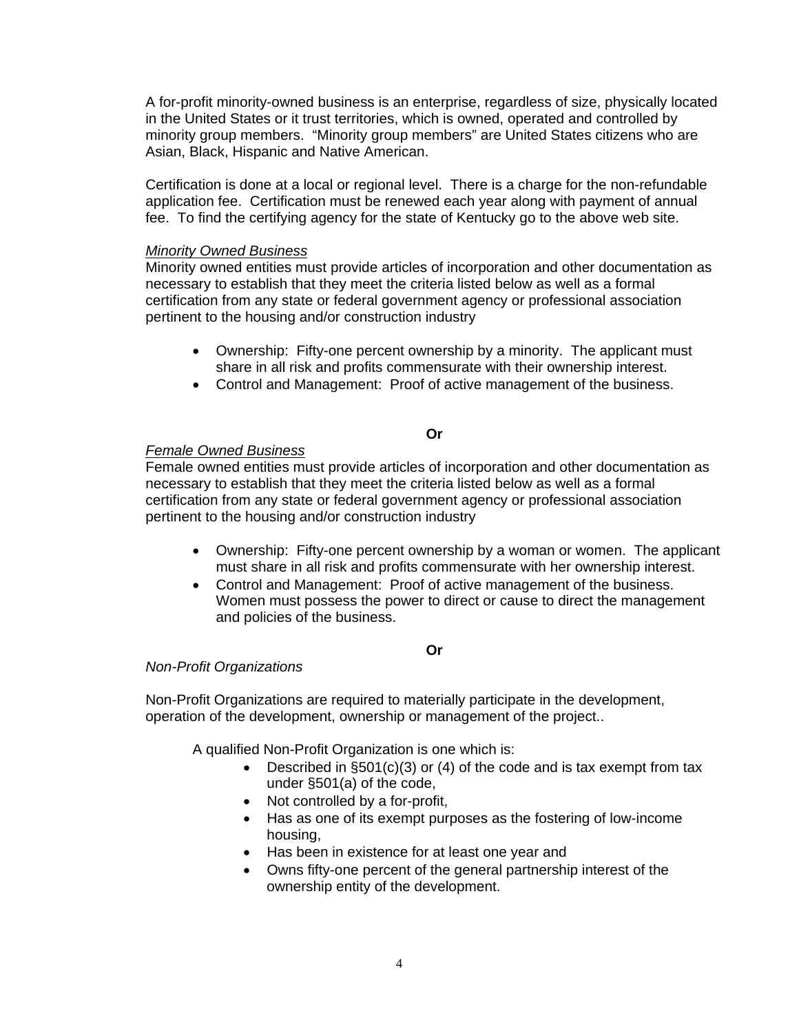A for-profit minority-owned business is an enterprise, regardless of size, physically located in the United States or it trust territories, which is owned, operated and controlled by minority group members. "Minority group members" are United States citizens who are Asian, Black, Hispanic and Native American.

Certification is done at a local or regional level. There is a charge for the non-refundable application fee. Certification must be renewed each year along with payment of annual fee. To find the certifying agency for the state of Kentucky go to the above web site.

*Minority Owned Business*

Minority owned entities must provide articles of incorporation and other documentation as necessary to establish that they meet the criteria listed below as well as a formal certification from any state or federal government agency or professional association pertinent to the housing and/or construction industry

- Ownership: Fifty-one percent ownership by a minority. The applicant must share in all risk and profits commensurate with their ownership interest.
- Control and Management: Proof of active management of the business.

**Or**

*Female Owned Business*

Female owned entities must provide articles of incorporation and other documentation as necessary to establish that they meet the criteria listed below as well as a formal certification from any state or federal government agency or professional association pertinent to the housing and/or construction industry

- Ownership: Fifty-one percent ownership by a woman or women. The applicant must share in all risk and profits commensurate with her ownership interest.
- Control and Management: Proof of active management of the business. Women must possess the power to direct or cause to direct the management and policies of the business.

**Or**

*Non-Profit Organizations*

Non-Profit Organizations are required to materially participate in the development, operation of the development, ownership or management of the project..

A qualified Non-Profit Organization is one which is:

- Described in §501(c)(3) or (4) of the code and is tax exempt from tax under §501(a) of the code,
- Not controlled by a for-profit,
- Has as one of its exempt purposes as the fostering of low-income housing,
- Has been in existence for at least one year and
- Owns fifty-one percent of the general partnership interest of the ownership entity of the development.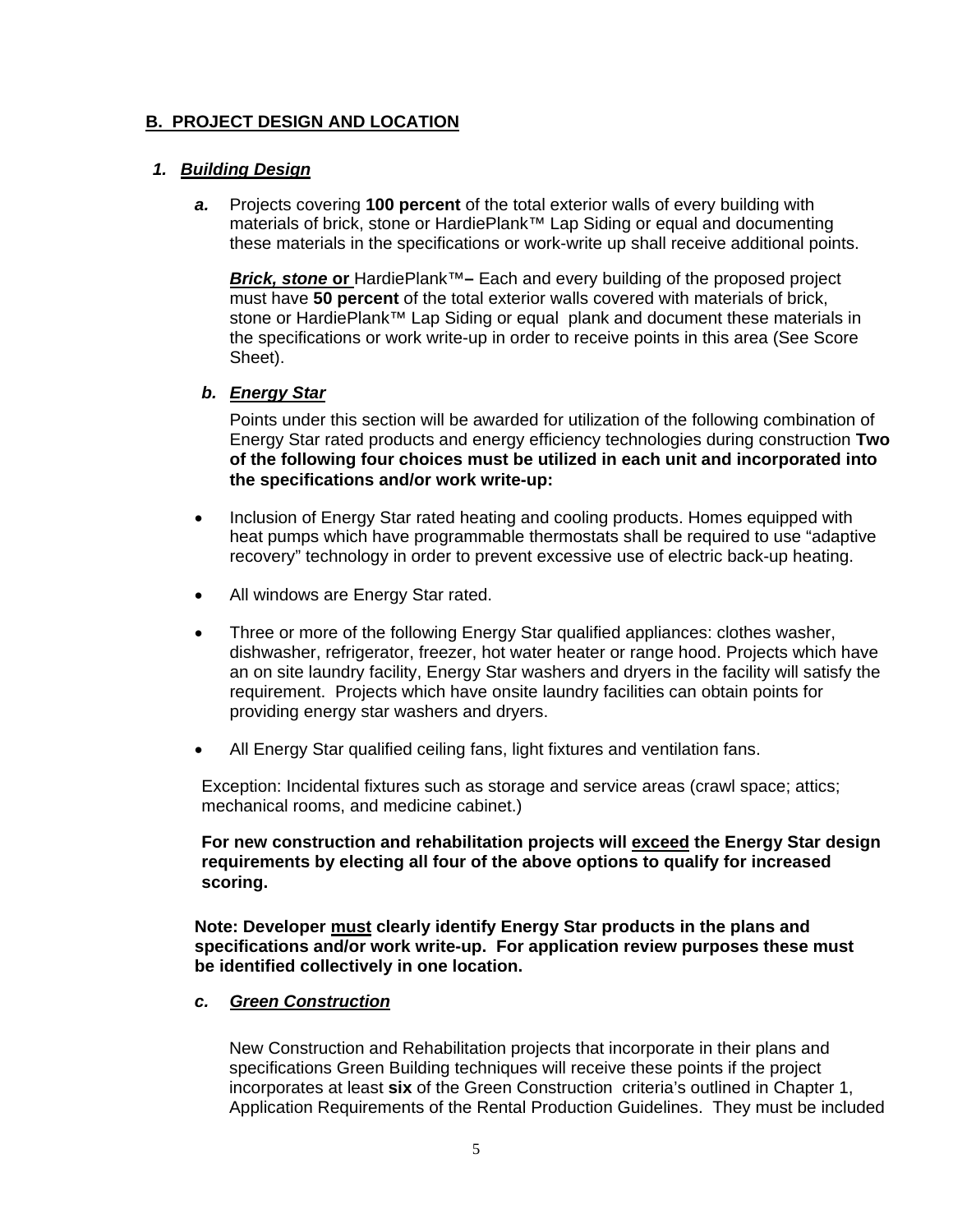## B. PROJECT DESIGN AND LOCATION

### 1. Building Design

***a.*** Projects covering **100 percent** of the total exterior walls of every building with materials of brick, stone or HardiePlank™ Lap Siding or equal and documenting these materials in the specifications or work-write up shall receive additional points.

***Brick, stone* or** HardiePlank™**–** Each and every building of the proposed project must have **50 percent** of the total exterior walls covered with materials of brick, stone or HardiePlank™ Lap Siding or equal plank and document these materials in the specifications or work write-up in order to receive points in this area (See Score Sheet).

***b. Energy Star***

Points under this section will be awarded for utilization of the following combination of Energy Star rated products and energy efficiency technologies during construction **Two of the following four choices must be utilized in each unit and incorporated into the specifications and/or work write-up:**

- Inclusion of Energy Star rated heating and cooling products. Homes equipped with heat pumps which have programmable thermostats shall be required to use "adaptive recovery" technology in order to prevent excessive use of electric back-up heating.
- All windows are Energy Star rated.
- Three or more of the following Energy Star qualified appliances: clothes washer, dishwasher, refrigerator, freezer, hot water heater or range hood. Projects which have an on site laundry facility, Energy Star washers and dryers in the facility will satisfy the requirement. Projects which have onsite laundry facilities can obtain points for providing energy star washers and dryers.
- All Energy Star qualified ceiling fans, light fixtures and ventilation fans.

Exception: Incidental fixtures such as storage and service areas (crawl space; attics; mechanical rooms, and medicine cabinet.)

**For new construction and rehabilitation projects will exceed the Energy Star design requirements by electing all four of the above options to qualify for increased scoring.**

**Note: Developer must clearly identify Energy Star products in the plans and specifications and/or work write-up. For application review purposes these must be identified collectively in one location.**

***c. Green Construction***

New Construction and Rehabilitation projects that incorporate in their plans and specifications Green Building techniques will receive these points if the project incorporates at least **six** of the Green Construction criteria's outlined in Chapter 1, Application Requirements of the Rental Production Guidelines. They must be included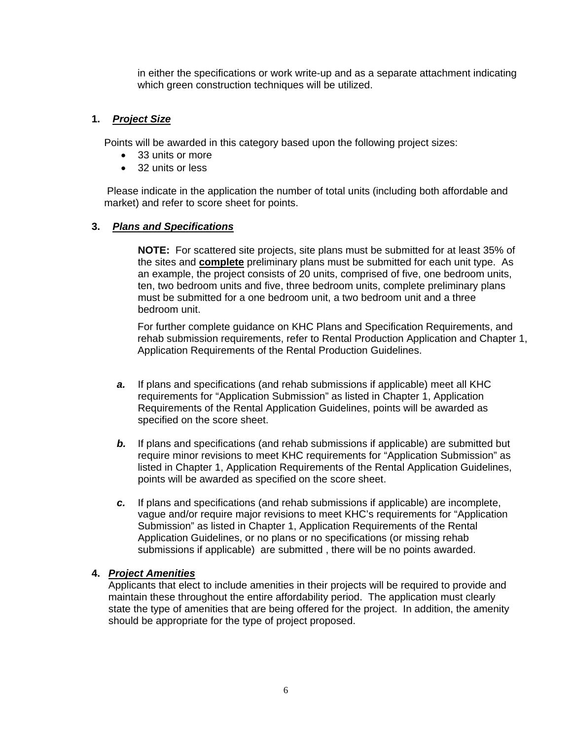in either the specifications or work write-up and as a separate attachment indicating which green construction techniques will be utilized.

**1. *Project Size***

Points will be awarded in this category based upon the following project sizes:

- 33 units or more
- 32 units or less

Please indicate in the application the number of total units (including both affordable and market) and refer to score sheet for points.

**3. *Plans and Specifications***

**NOTE:** For scattered site projects, site plans must be submitted for at least 35% of the sites and **complete** preliminary plans must be submitted for each unit type. As an example, the project consists of 20 units, comprised of five, one bedroom units, ten, two bedroom units and five, three bedroom units, complete preliminary plans must be submitted for a one bedroom unit, a two bedroom unit and a three bedroom unit.

For further complete guidance on KHC Plans and Specification Requirements, and rehab submission requirements, refer to Rental Production Application and Chapter 1, Application Requirements of the Rental Production Guidelines.

***a.*** If plans and specifications (and rehab submissions if applicable) meet all KHC requirements for "Application Submission" as listed in Chapter 1, Application Requirements of the Rental Application Guidelines, points will be awarded as specified on the score sheet.

***b.*** If plans and specifications (and rehab submissions if applicable) are submitted but require minor revisions to meet KHC requirements for "Application Submission" as listed in Chapter 1, Application Requirements of the Rental Application Guidelines, points will be awarded as specified on the score sheet.

***c.*** If plans and specifications (and rehab submissions if applicable) are incomplete, vague and/or require major revisions to meet KHC's requirements for "Application Submission" as listed in Chapter 1, Application Requirements of the Rental Application Guidelines, or no plans or no specifications (or missing rehab submissions if applicable) are submitted , there will be no points awarded.

**4. *Project Amenities***

Applicants that elect to include amenities in their projects will be required to provide and maintain these throughout the entire affordability period. The application must clearly state the type of amenities that are being offered for the project. In addition, the amenity should be appropriate for the type of project proposed.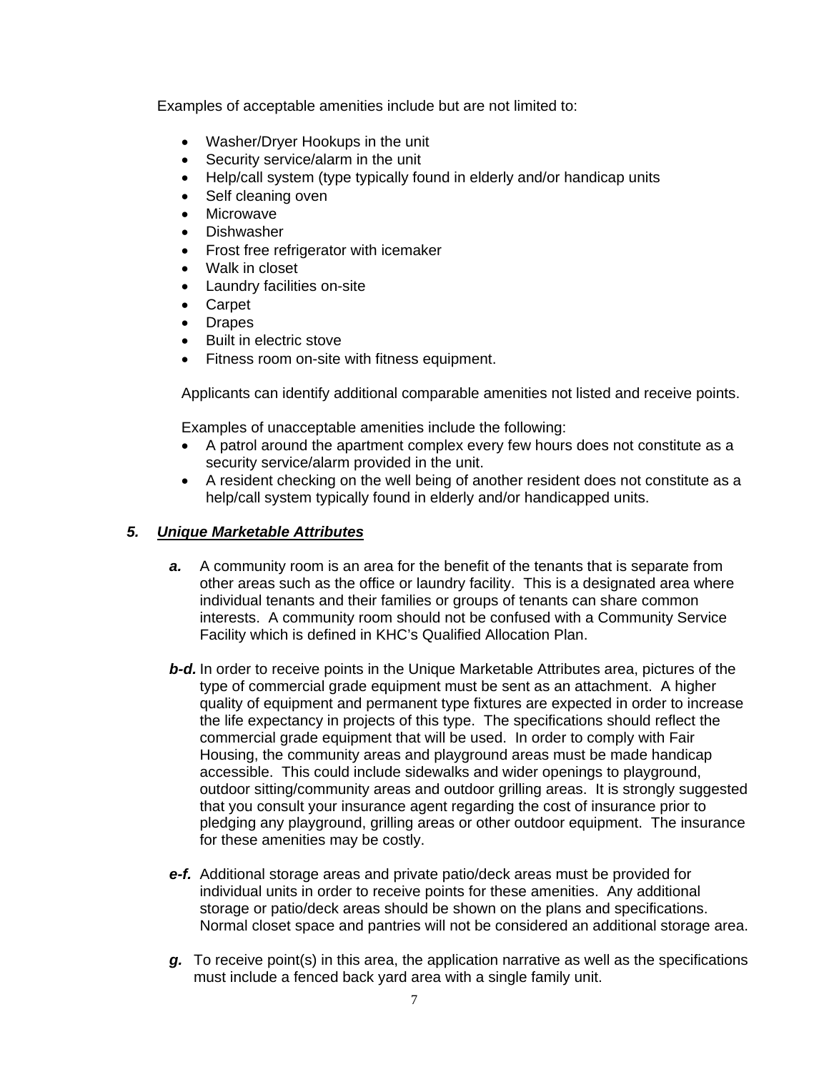Examples of acceptable amenities include but are not limited to:

- Washer/Dryer Hookups in the unit
- Security service/alarm in the unit
- Help/call system (type typically found in elderly and/or handicap units
- Self cleaning oven
- Microwave
- Dishwasher
- Frost free refrigerator with icemaker
- Walk in closet
- Laundry facilities on-site
- Carpet
- Drapes
- Built in electric stove
- Fitness room on-site with fitness equipment.

Applicants can identify additional comparable amenities not listed and receive points.

Examples of unacceptable amenities include the following:

- A patrol around the apartment complex every few hours does not constitute as a security service/alarm provided in the unit.
- A resident checking on the well being of another resident does not constitute as a help/call system typically found in elderly and/or handicapped units.

### 5. ***Unique Marketable Attributes***

***a.*** A community room is an area for the benefit of the tenants that is separate from other areas such as the office or laundry facility. This is a designated area where individual tenants and their families or groups of tenants can share common interests. A community room should not be confused with a Community Service Facility which is defined in KHC's Qualified Allocation Plan.

***b-d.*** In order to receive points in the Unique Marketable Attributes area, pictures of the type of commercial grade equipment must be sent as an attachment. A higher quality of equipment and permanent type fixtures are expected in order to increase the life expectancy in projects of this type. The specifications should reflect the commercial grade equipment that will be used. In order to comply with Fair Housing, the community areas and playground areas must be made handicap accessible. This could include sidewalks and wider openings to playground, outdoor sitting/community areas and outdoor grilling areas. It is strongly suggested that you consult your insurance agent regarding the cost of insurance prior to pledging any playground, grilling areas or other outdoor equipment. The insurance for these amenities may be costly.

***e-f.*** Additional storage areas and private patio/deck areas must be provided for individual units in order to receive points for these amenities. Any additional storage or patio/deck areas should be shown on the plans and specifications. Normal closet space and pantries will not be considered an additional storage area.

***g.*** To receive point(s) in this area, the application narrative as well as the specifications must include a fenced back yard area with a single family unit.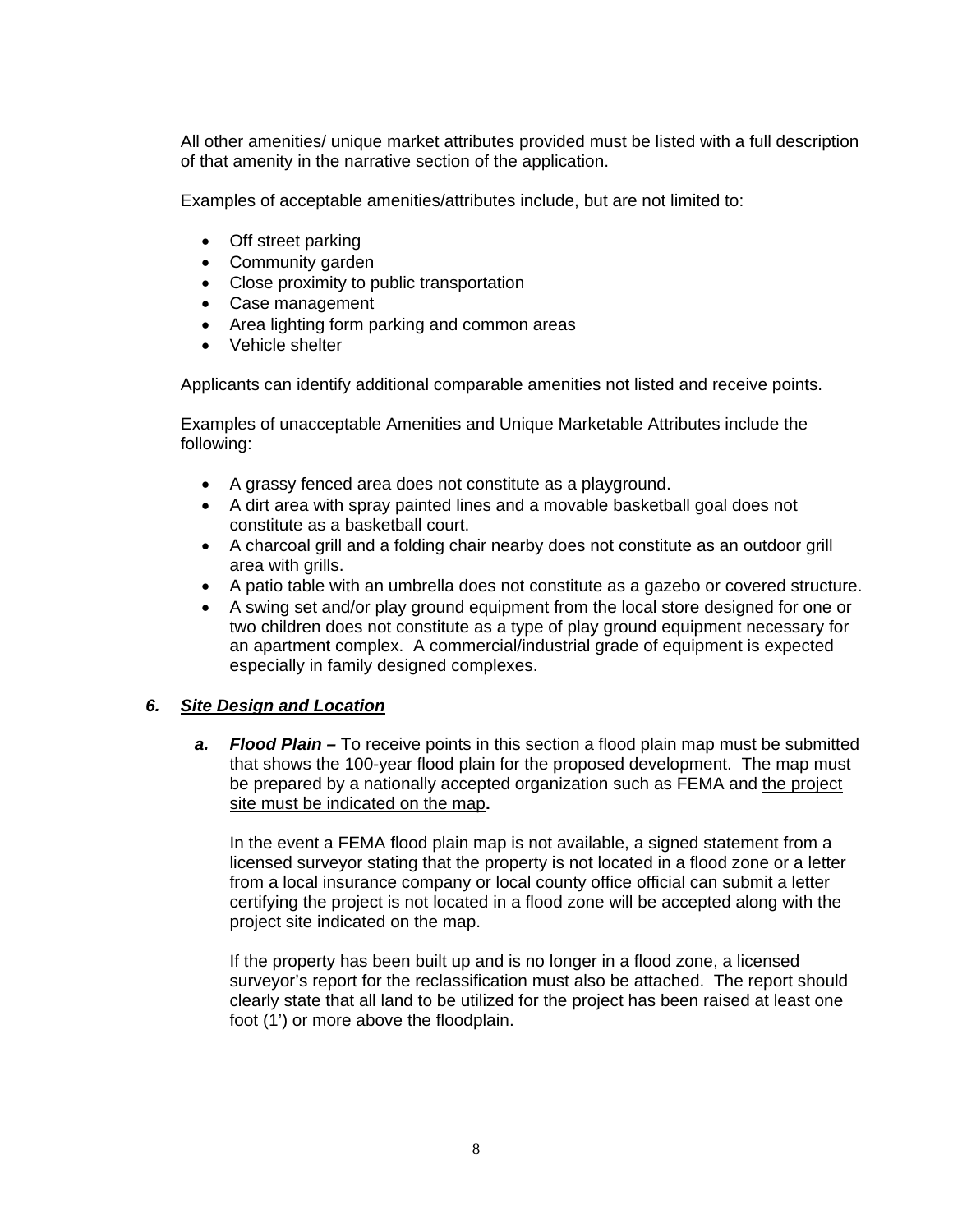All other amenities/ unique market attributes provided must be listed with a full description of that amenity in the narrative section of the application.

Examples of acceptable amenities/attributes include, but are not limited to:

- Off street parking
- Community garden
- Close proximity to public transportation
- Case management
- Area lighting form parking and common areas
- Vehicle shelter

Applicants can identify additional comparable amenities not listed and receive points.

Examples of unacceptable Amenities and Unique Marketable Attributes include the following:

- A grassy fenced area does not constitute as a playground.
- A dirt area with spray painted lines and a movable basketball goal does not constitute as a basketball court.
- A charcoal grill and a folding chair nearby does not constitute as an outdoor grill area with grills.
- A patio table with an umbrella does not constitute as a gazebo or covered structure.
- A swing set and/or play ground equipment from the local store designed for one or two children does not constitute as a type of play ground equipment necessary for an apartment complex. A commercial/industrial grade of equipment is expected especially in family designed complexes.

### *6. Site Design and Location*

***a. Flood Plain –*** To receive points in this section a flood plain map must be submitted that shows the 100-year flood plain for the proposed development. The map must be prepared by a nationally accepted organization such as FEMA and the project site must be indicated on the map**.**

In the event a FEMA flood plain map is not available, a signed statement from a licensed surveyor stating that the property is not located in a flood zone or a letter from a local insurance company or local county office official can submit a letter certifying the project is not located in a flood zone will be accepted along with the project site indicated on the map.

If the property has been built up and is no longer in a flood zone, a licensed surveyor's report for the reclassification must also be attached. The report should clearly state that all land to be utilized for the project has been raised at least one foot (1') or more above the floodplain.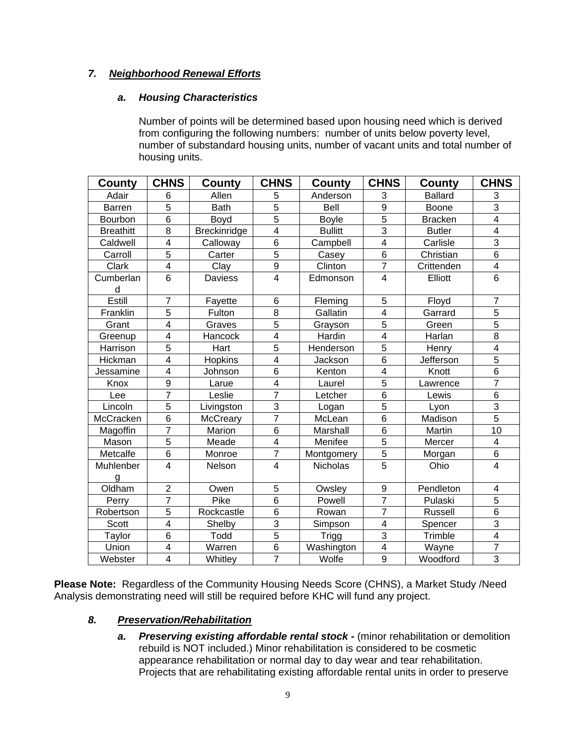### *7. **Neighborhood Renewal Efforts***

#### *a. Housing Characteristics*

Number of points will be determined based upon housing need which is derived from configuring the following numbers: number of units below poverty level, number of substandard housing units, number of vacant units and total number of housing units.

| County | CHNS | County | CHNS | County | CHNS | County | CHNS |
|---|---|---|---|---|---|---|---|
| Adair | 6 | Allen | 5 | Anderson | 3 | Ballard | 3 |
| Barren | 5 | Bath | 5 | Bell | 9 | Boone | 3 |
| Bourbon | 6 | Boyd | 5 | Boyle | 5 | Bracken | 4 |
| Breathitt | 8 | Breckinridge | 4 | Bullitt | 3 | Butler | 4 |
| Caldwell | 4 | Calloway | 6 | Campbell | 4 | Carlisle | 3 |
| Carroll | 5 | Carter | 5 | Casey | 6 | Christian | 6 |
| Clark | 4 | Clay | 9 | Clinton | 7 | Crittenden | 4 |
| Cumberland | 6 | Daviess | 4 | Edmonson | 4 | Elliott | 6 |
| Estill | 7 | Fayette | 6 | Fleming | 5 | Floyd | 7 |
| Franklin | 5 | Fulton | 8 | Gallatin | 4 | Garrard | 5 |
| Grant | 4 | Graves | 5 | Grayson | 5 | Green | 5 |
| Greenup | 4 | Hancock | 4 | Hardin | 4 | Harlan | 8 |
| Harrison | 5 | Hart | 5 | Henderson | 5 | Henry | 4 |
| Hickman | 4 | Hopkins | 4 | Jackson | 6 | Jefferson | 5 |
| Jessamine | 4 | Johnson | 6 | Kenton | 4 | Knott | 6 |
| Knox | 9 | Larue | 4 | Laurel | 5 | Lawrence | 7 |
| Lee | 7 | Leslie | 7 | Letcher | 6 | Lewis | 6 |
| Lincoln | 5 | Livingston | 3 | Logan | 5 | Lyon | 3 |
| McCracken | 6 | McCreary | 7 | McLean | 6 | Madison | 5 |
| Magoffin | 7 | Marion | 6 | Marshall | 6 | Martin | 10 |
| Mason | 5 | Meade | 4 | Menifee | 5 | Mercer | 4 |
| Metcalfe | 6 | Monroe | 7 | Montgomery | 5 | Morgan | 6 |
| Muhlenberg | 4 | Nelson | 4 | Nicholas | 5 | Ohio | 4 |
| Oldham | 2 | Owen | 5 | Owsley | 9 | Pendleton | 4 |
| Perry | 7 | Pike | 6 | Powell | 7 | Pulaski | 5 |
| Robertson | 5 | Rockcastle | 6 | Rowan | 7 | Russell | 6 |
| Scott | 4 | Shelby | 3 | Simpson | 4 | Spencer | 3 |
| Taylor | 6 | Todd | 5 | Trigg | 3 | Trimble | 4 |
| Union | 4 | Warren | 6 | Washington | 4 | Wayne | 7 |
| Webster | 4 | Whitley | 7 | Wolfe | 9 | Woodford | 3 |

**Please Note:** Regardless of the Community Housing Needs Score (CHNS), a Market Study /Need Analysis demonstrating need will still be required before KHC will fund any project.

### *8. **Preservation/Rehabilitation***

*a.* ***Preserving existing affordable rental stock -*** (minor rehabilitation or demolition rebuild is NOT included.) Minor rehabilitation is considered to be cosmetic appearance rehabilitation or normal day to day wear and tear rehabilitation. Projects that are rehabilitating existing affordable rental units in order to preserve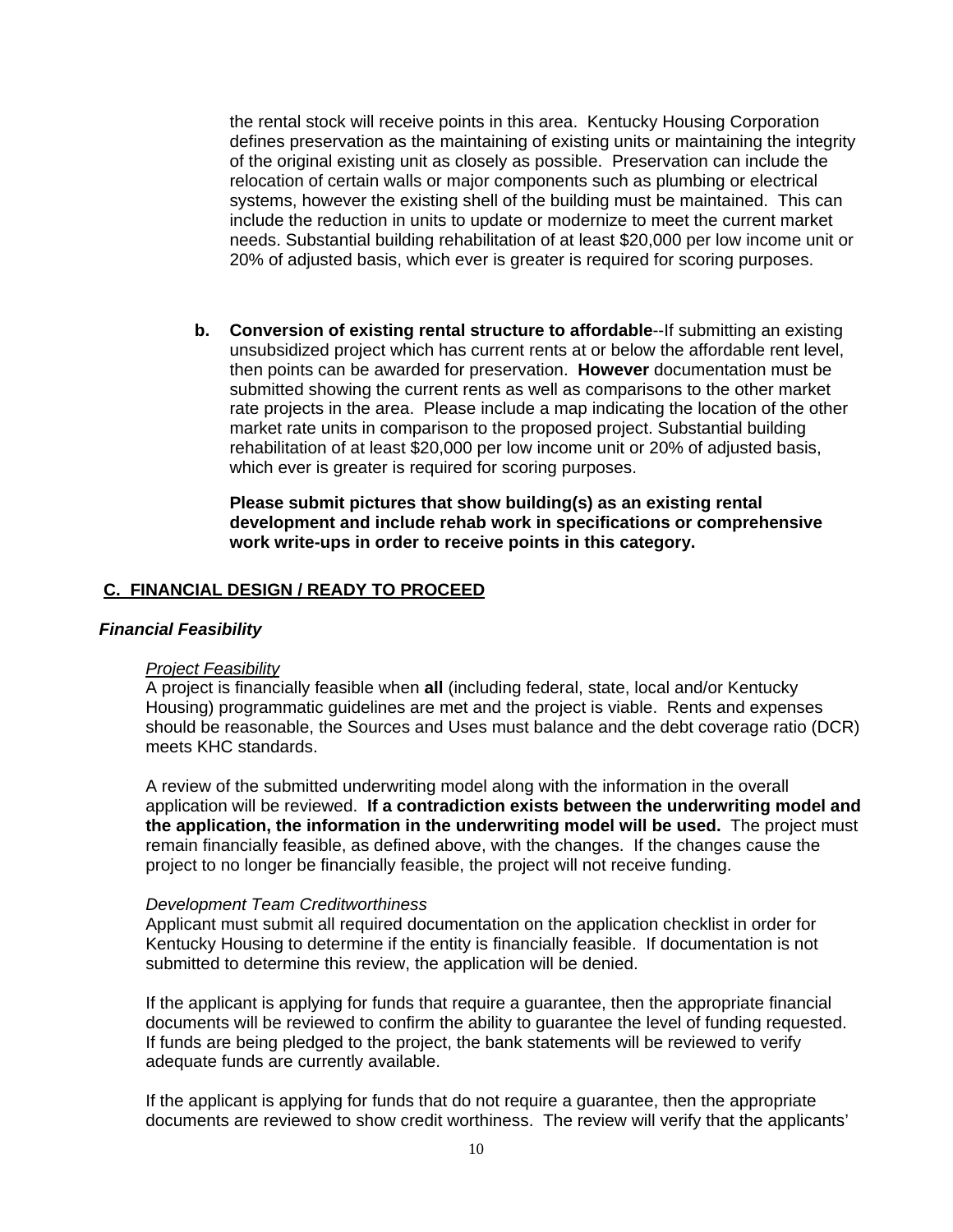the rental stock will receive points in this area. Kentucky Housing Corporation defines preservation as the maintaining of existing units or maintaining the integrity of the original existing unit as closely as possible. Preservation can include the relocation of certain walls or major components such as plumbing or electrical systems, however the existing shell of the building must be maintained. This can include the reduction in units to update or modernize to meet the current market needs. Substantial building rehabilitation of at least $20,000 per low income unit or 20% of adjusted basis, which ever is greater is required for scoring purposes.

**b. Conversion of existing rental structure to affordable**--If submitting an existing unsubsidized project which has current rents at or below the affordable rent level, then points can be awarded for preservation. **However** documentation must be submitted showing the current rents as well as comparisons to the other market rate projects in the area. Please include a map indicating the location of the other market rate units in comparison to the proposed project. Substantial building rehabilitation of at least $20,000 per low income unit or 20% of adjusted basis, which ever is greater is required for scoring purposes.

**Please submit pictures that show building(s) as an existing rental development and include rehab work in specifications or comprehensive work write-ups in order to receive points in this category.**

## C. FINANCIAL DESIGN / READY TO PROCEED

### *Financial Feasibility*

*Project Feasibility*

A project is financially feasible when **all** (including federal, state, local and/or Kentucky Housing) programmatic guidelines are met and the project is viable. Rents and expenses should be reasonable, the Sources and Uses must balance and the debt coverage ratio (DCR) meets KHC standards.

A review of the submitted underwriting model along with the information in the overall application will be reviewed. **If a contradiction exists between the underwriting model and the application, the information in the underwriting model will be used.** The project must remain financially feasible, as defined above, with the changes. If the changes cause the project to no longer be financially feasible, the project will not receive funding.

*Development Team Creditworthiness*

Applicant must submit all required documentation on the application checklist in order for Kentucky Housing to determine if the entity is financially feasible. If documentation is not submitted to determine this review, the application will be denied.

If the applicant is applying for funds that require a guarantee, then the appropriate financial documents will be reviewed to confirm the ability to guarantee the level of funding requested. If funds are being pledged to the project, the bank statements will be reviewed to verify adequate funds are currently available.

If the applicant is applying for funds that do not require a guarantee, then the appropriate documents are reviewed to show credit worthiness. The review will verify that the applicants'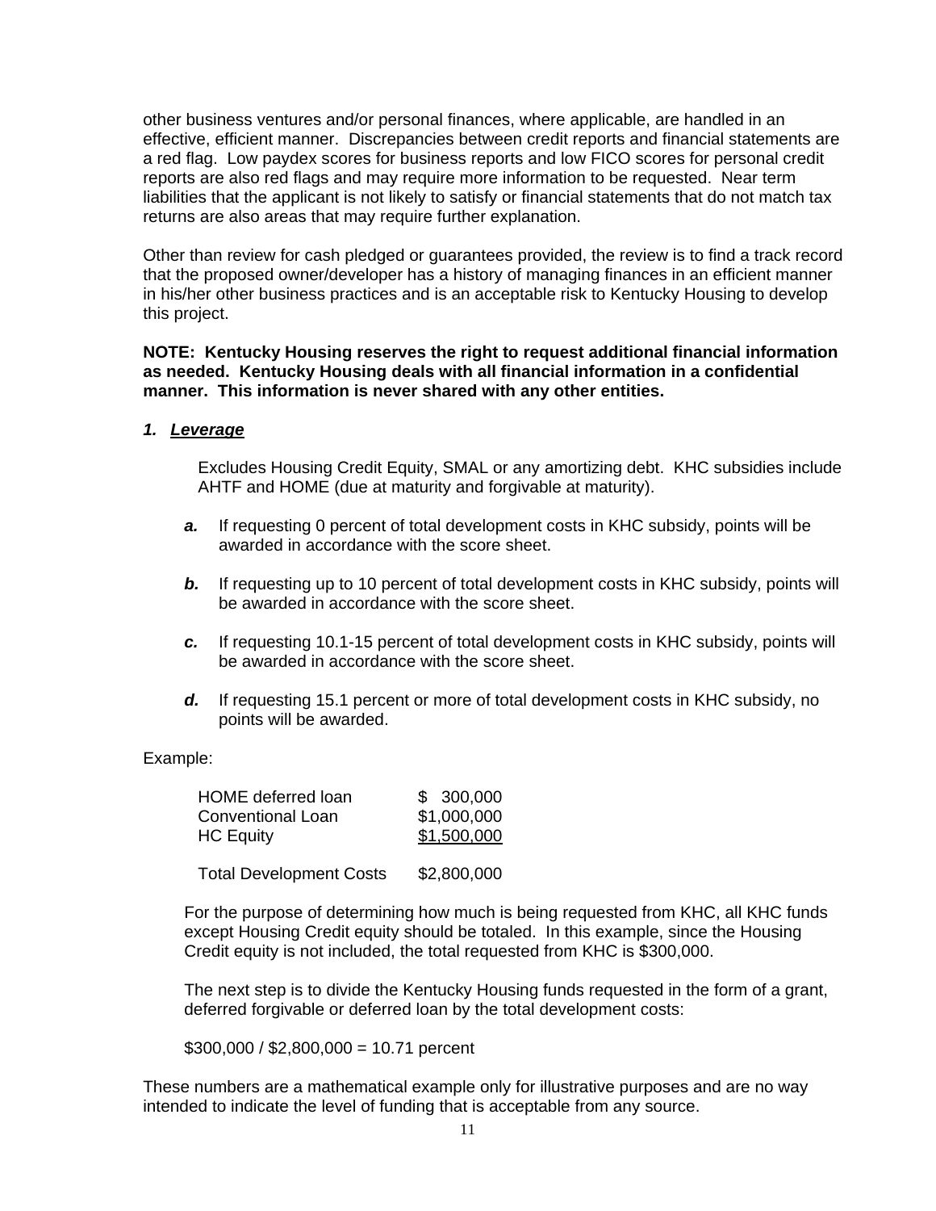other business ventures and/or personal finances, where applicable, are handled in an effective, efficient manner. Discrepancies between credit reports and financial statements are a red flag. Low paydex scores for business reports and low FICO scores for personal credit reports are also red flags and may require more information to be requested. Near term liabilities that the applicant is not likely to satisfy or financial statements that do not match tax returns are also areas that may require further explanation.

Other than review for cash pledged or guarantees provided, the review is to find a track record that the proposed owner/developer has a history of managing finances in an efficient manner in his/her other business practices and is an acceptable risk to Kentucky Housing to develop this project.

**NOTE: Kentucky Housing reserves the right to request additional financial information as needed. Kentucky Housing deals with all financial information in a confidential manner. This information is never shared with any other entities.**

### *1. <u>Leverage</u>*

Excludes Housing Credit Equity, SMAL or any amortizing debt. KHC subsidies include AHTF and HOME (due at maturity and forgivable at maturity).

***a.*** If requesting 0 percent of total development costs in KHC subsidy, points will be awarded in accordance with the score sheet.

***b.*** If requesting up to 10 percent of total development costs in KHC subsidy, points will be awarded in accordance with the score sheet.

***c.*** If requesting 10.1-15 percent of total development costs in KHC subsidy, points will be awarded in accordance with the score sheet.

***d.*** If requesting 15.1 percent or more of total development costs in KHC subsidy, no points will be awarded.

Example:

| | |
|---|---|
| HOME deferred loan | $ 300,000 |
| Conventional Loan | $1,000,000 |
| HC Equity | <u>$1,500,000</u> |
| | |
| Total Development Costs | $2,800,000 |

For the purpose of determining how much is being requested from KHC, all KHC funds except Housing Credit equity should be totaled. In this example, since the Housing Credit equity is not included, the total requested from KHC is $300,000.

The next step is to divide the Kentucky Housing funds requested in the form of a grant, deferred forgivable or deferred loan by the total development costs:

$300,000 / $2,800,000 = 10.71 percent

These numbers are a mathematical example only for illustrative purposes and are no way intended to indicate the level of funding that is acceptable from any source.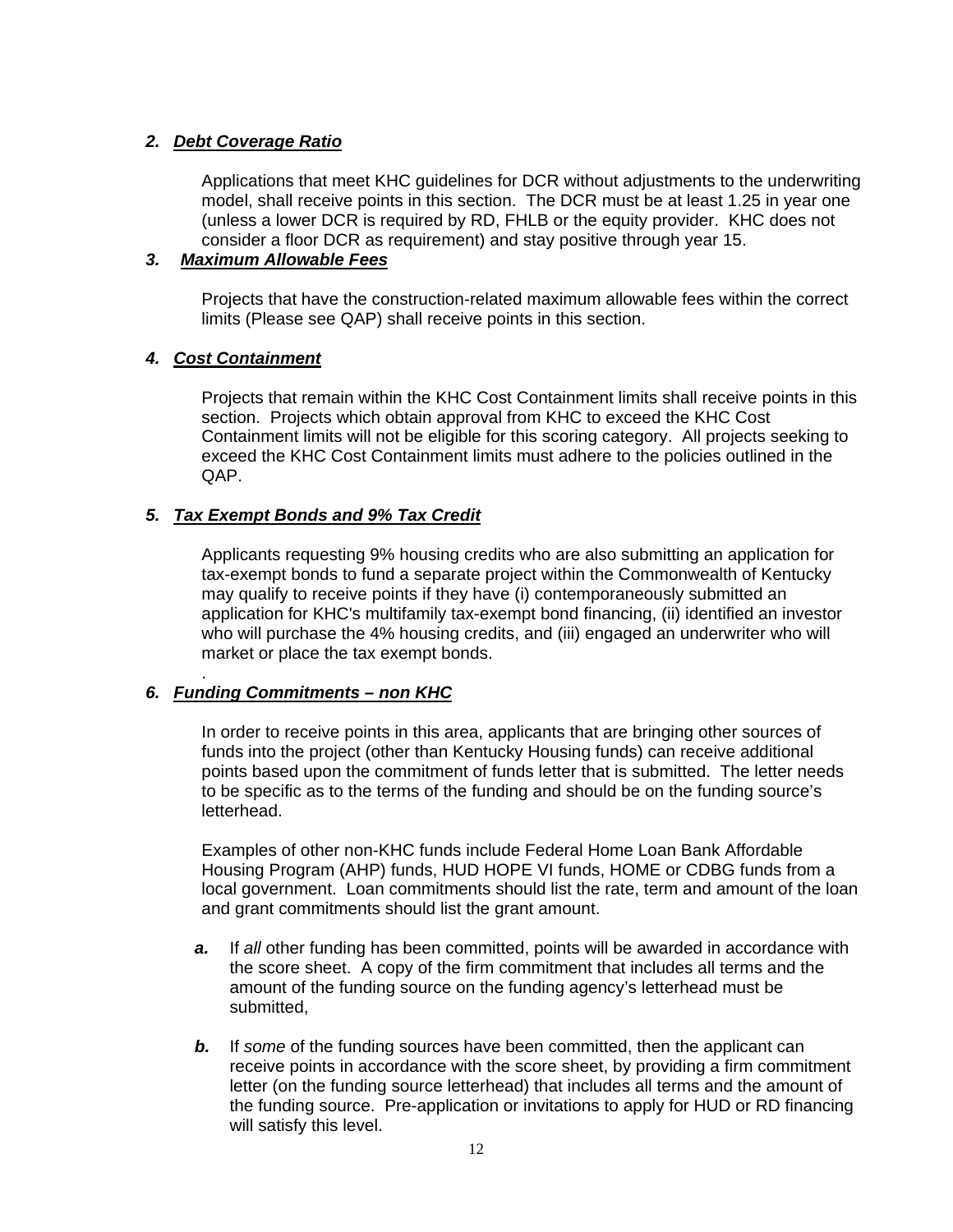### *2. Debt Coverage Ratio*

Applications that meet KHC guidelines for DCR without adjustments to the underwriting model, shall receive points in this section. The DCR must be at least 1.25 in year one (unless a lower DCR is required by RD, FHLB or the equity provider. KHC does not consider a floor DCR as requirement) and stay positive through year 15.

### *3. Maximum Allowable Fees*

Projects that have the construction-related maximum allowable fees within the correct limits (Please see QAP) shall receive points in this section.

### *4. Cost Containment*

Projects that remain within the KHC Cost Containment limits shall receive points in this section. Projects which obtain approval from KHC to exceed the KHC Cost Containment limits will not be eligible for this scoring category. All projects seeking to exceed the KHC Cost Containment limits must adhere to the policies outlined in the QAP.

### *5. Tax Exempt Bonds and 9% Tax Credit*

Applicants requesting 9% housing credits who are also submitting an application for tax-exempt bonds to fund a separate project within the Commonwealth of Kentucky may qualify to receive points if they have (i) contemporaneously submitted an application for KHC's multifamily tax-exempt bond financing, (ii) identified an investor who will purchase the 4% housing credits, and (iii) engaged an underwriter who will market or place the tax exempt bonds.

.

### *6. Funding Commitments – non KHC*

In order to receive points in this area, applicants that are bringing other sources of funds into the project (other than Kentucky Housing funds) can receive additional points based upon the commitment of funds letter that is submitted. The letter needs to be specific as to the terms of the funding and should be on the funding source's letterhead.

Examples of other non-KHC funds include Federal Home Loan Bank Affordable Housing Program (AHP) funds, HUD HOPE VI funds, HOME or CDBG funds from a local government. Loan commitments should list the rate, term and amount of the loan and grant commitments should list the grant amount.

***a.*** If *all* other funding has been committed, points will be awarded in accordance with the score sheet. A copy of the firm commitment that includes all terms and the amount of the funding source on the funding agency's letterhead must be submitted,

***b.*** If *some* of the funding sources have been committed, then the applicant can receive points in accordance with the score sheet, by providing a firm commitment letter (on the funding source letterhead) that includes all terms and the amount of the funding source. Pre-application or invitations to apply for HUD or RD financing will satisfy this level.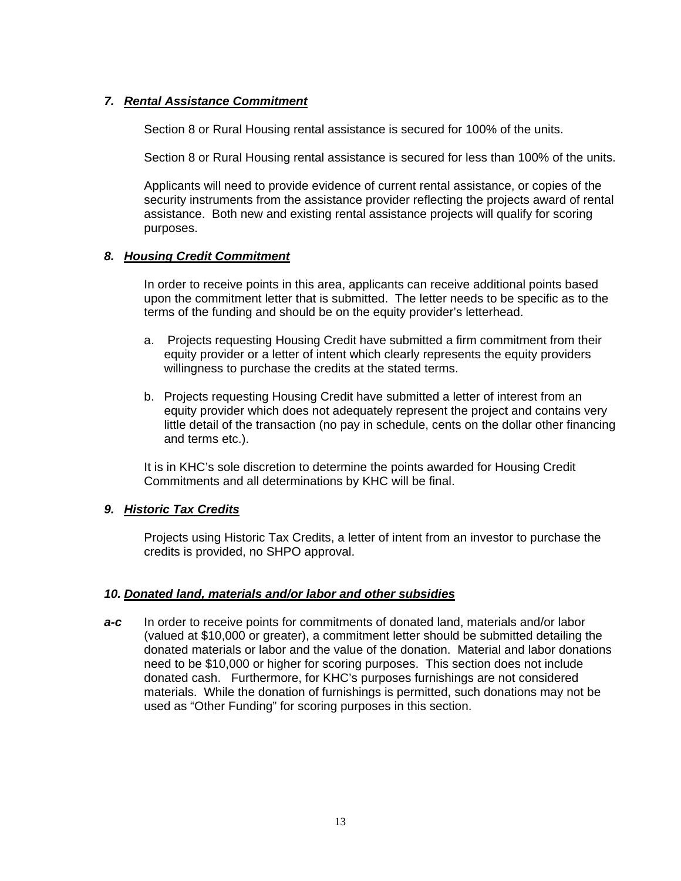### *7. Rental Assistance Commitment*

Section 8 or Rural Housing rental assistance is secured for 100% of the units.

Section 8 or Rural Housing rental assistance is secured for less than 100% of the units.

Applicants will need to provide evidence of current rental assistance, or copies of the security instruments from the assistance provider reflecting the projects award of rental assistance. Both new and existing rental assistance projects will qualify for scoring purposes.

### *8. Housing Credit Commitment*

In order to receive points in this area, applicants can receive additional points based upon the commitment letter that is submitted. The letter needs to be specific as to the terms of the funding and should be on the equity provider's letterhead.

a. Projects requesting Housing Credit have submitted a firm commitment from their equity provider or a letter of intent which clearly represents the equity providers willingness to purchase the credits at the stated terms.

b. Projects requesting Housing Credit have submitted a letter of interest from an equity provider which does not adequately represent the project and contains very little detail of the transaction (no pay in schedule, cents on the dollar other financing and terms etc.).

It is in KHC's sole discretion to determine the points awarded for Housing Credit Commitments and all determinations by KHC will be final.

### *9. Historic Tax Credits*

Projects using Historic Tax Credits, a letter of intent from an investor to purchase the credits is provided, no SHPO approval.

### *10. Donated land, materials and/or labor and other subsidies*

***a-c*** In order to receive points for commitments of donated land, materials and/or labor (valued at $10,000 or greater), a commitment letter should be submitted detailing the donated materials or labor and the value of the donation. Material and labor donations need to be $10,000 or higher for scoring purposes. This section does not include donated cash. Furthermore, for KHC's purposes furnishings are not considered materials. While the donation of furnishings is permitted, such donations may not be used as "Other Funding" for scoring purposes in this section.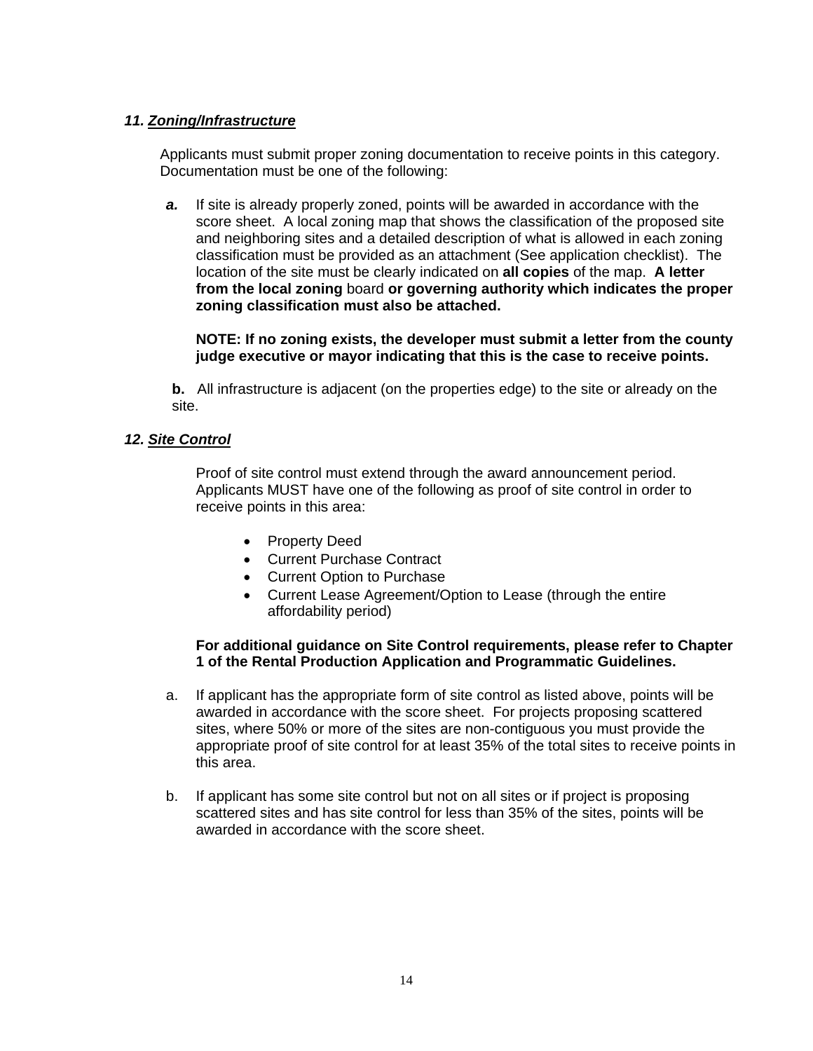### ***11. Zoning/Infrastructure***

Applicants must submit proper zoning documentation to receive points in this category. Documentation must be one of the following:

***a.*** If site is already properly zoned, points will be awarded in accordance with the score sheet. A local zoning map that shows the classification of the proposed site and neighboring sites and a detailed description of what is allowed in each zoning classification must be provided as an attachment (See application checklist). The location of the site must be clearly indicated on **all copies** of the map. **A letter from the local zoning** board **or governing authority which indicates the proper zoning classification must also be attached.**

**NOTE: If no zoning exists, the developer must submit a letter from the county judge executive or mayor indicating that this is the case to receive points.**

**b.** All infrastructure is adjacent (on the properties edge) to the site or already on the site.

### ***12. Site Control***

Proof of site control must extend through the award announcement period. Applicants MUST have one of the following as proof of site control in order to receive points in this area:

- Property Deed
- Current Purchase Contract
- Current Option to Purchase
- Current Lease Agreement/Option to Lease (through the entire affordability period)

**For additional guidance on Site Control requirements, please refer to Chapter 1 of the Rental Production Application and Programmatic Guidelines.**

a. If applicant has the appropriate form of site control as listed above, points will be awarded in accordance with the score sheet. For projects proposing scattered sites, where 50% or more of the sites are non-contiguous you must provide the appropriate proof of site control for at least 35% of the total sites to receive points in this area.

b. If applicant has some site control but not on all sites or if project is proposing scattered sites and has site control for less than 35% of the sites, points will be awarded in accordance with the score sheet.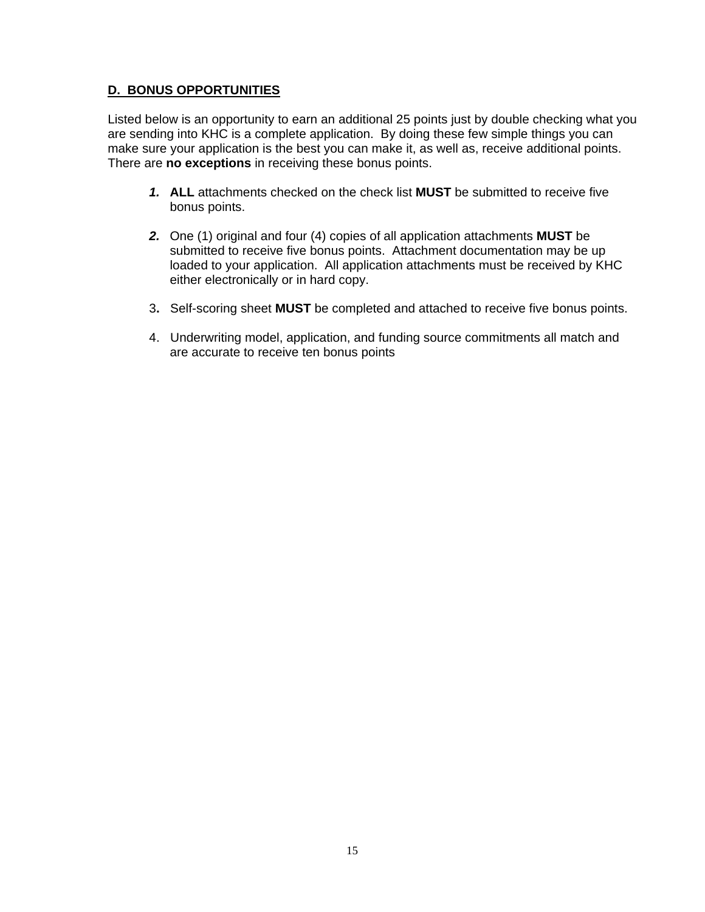**D. BONUS OPPORTUNITIES**

Listed below is an opportunity to earn an additional 25 points just by double checking what you are sending into KHC is a complete application. By doing these few simple things you can make sure your application is the best you can make it, as well as, receive additional points. There are **no exceptions** in receiving these bonus points.

1. **ALL** attachments checked on the check list **MUST** be submitted to receive five bonus points.

2. One (1) original and four (4) copies of all application attachments **MUST** be submitted to receive five bonus points. Attachment documentation may be up loaded to your application. All application attachments must be received by KHC either electronically or in hard copy.

3. Self-scoring sheet **MUST** be completed and attached to receive five bonus points.

4. Underwriting model, application, and funding source commitments all match and are accurate to receive ten bonus points